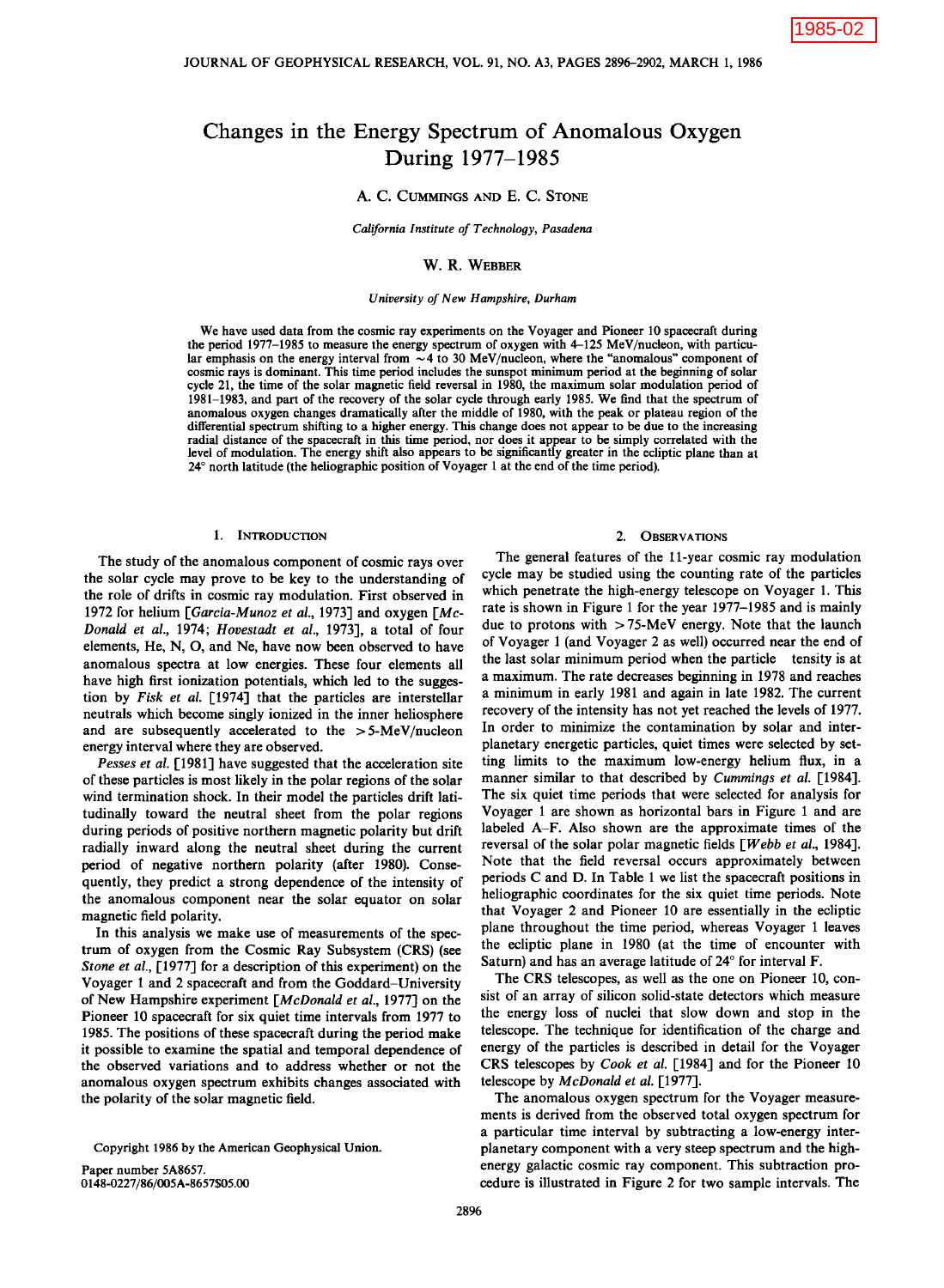# Changes in the Energy Spectrum of Anomalous Oxygen During 1977–1985

A. C. Cummings and E. C. Stone

*California Institute of Technology, Pasadena*

W. R. Webber

*University of New Hampshire, Durham*

We have used data from the cosmic ray experiments on the Voyager and Pioneer 10 spacecraft during the period 1977–1985 to measure the energy spectrum of oxygen with 4–125 MeV/nucleon, with particular emphasis on the energy interval from ~4 to 30 MeV/nucleon, where the "anomalous" component of cosmic rays is dominant. This time period includes the sunspot minimum period at the beginning of solar cycle 21, the time of the solar magnetic field reversal in 1980, the maximum solar modulation period of 1981–1983, and part of the recovery of the solar cycle through early 1985. We find that the spectrum of anomalous oxygen changes dramatically after the middle of 1980, with the peak or plateau region of the differential spectrum shifting to a higher energy. This change does not appear to be due to the increasing radial distance of the spacecraft in this time period, nor does it appear to be simply correlated with the level of modulation. The energy shift also appears to be significantly greater in the ecliptic plane than at 24° north latitude (the heliographic position of Voyager 1 at the end of the time period).

## 1. Introduction

The study of the anomalous component of cosmic rays over the solar cycle may prove to be key to the understanding of the role of drifts in cosmic ray modulation. First observed in 1972 for helium [*Garcia-Munoz et al.*, 1973] and oxygen [*McDonald et al.*, 1974; *Hovestadt et al.*, 1973], a total of four elements, He, N, O, and Ne, have now been observed to have anomalous spectra at low energies. These four elements all have high first ionization potentials, which led to the suggestion by *Fisk et al.* [1974] that the particles are interstellar neutrals which become singly ionized in the inner heliosphere and are subsequently accelerated to the >5-MeV/nucleon energy interval where they are observed.

*Pesses et al.* [1981] have suggested that the acceleration site of these particles is most likely in the polar regions of the solar wind termination shock. In their model the particles drift latitudinally toward the neutral sheet from the polar regions during periods of positive northern magnetic polarity but drift radially inward along the neutral sheet during the current period of negative northern polarity (after 1980). Consequently, they predict a strong dependence of the intensity of the anomalous component near the solar equator on solar magnetic field polarity.

In this analysis we make use of measurements of the spectrum of oxygen from the Cosmic Ray Subsystem (CRS) (see *Stone et al.*, [1977] for a description of this experiment) on the Voyager 1 and 2 spacecraft and from the Goddard–University of New Hampshire experiment [*McDonald et al.*, 1977] on the Pioneer 10 spacecraft for six quiet time intervals from 1977 to 1985. The positions of these spacecraft during the period make it possible to examine the spatial and temporal dependence of the observed variations and to address whether or not the anomalous oxygen spectrum exhibits changes associated with the polarity of the solar magnetic field.

Copyright 1986 by the American Geophysical Union.

Paper number 5A8657.
0148-0227/86/005A-8657$05.00

## 2. Observations

The general features of the 11-year cosmic ray modulation cycle may be studied using the counting rate of the particles which penetrate the high-energy telescope on Voyager 1. This rate is shown in Figure 1 for the year 1977–1985 and is mainly due to protons with >75-MeV energy. Note that the launch of Voyager 1 (and Voyager 2 as well) occurred near the end of the last solar minimum period when the particle tensity is at a maximum. The rate decreases beginning in 1978 and reaches a minimum in early 1981 and again in late 1982. The current recovery of the intensity has not yet reached the levels of 1977. In order to minimize the contamination by solar and interplanetary energetic particles, quiet times were selected by setting limits to the maximum low-energy helium flux, in a manner similar to that described by *Cummings et al.* [1984]. The six quiet time periods that were selected for analysis for Voyager 1 are shown as horizontal bars in Figure 1 and are labeled A–F. Also shown are the approximate times of the reversal of the solar polar magnetic fields [*Webb et al.*, 1984]. Note that the field reversal occurs approximately between periods C and D. In Table 1 we list the spacecraft positions in heliographic coordinates for the six quiet time periods. Note that Voyager 2 and Pioneer 10 are essentially in the ecliptic plane throughout the time period, whereas Voyager 1 leaves the ecliptic plane in 1980 (at the time of encounter with Saturn) and has an average latitude of 24° for interval **F**.

The CRS telescopes, as well as the one on Pioneer 10, consist of an array of silicon solid-state detectors which measure the energy loss of nuclei that slow down and stop in the telescope. The technique for identification of the charge and energy of the particles is described in detail for the Voyager CRS telescopes by *Cook et al.* [1984] and for the Pioneer 10 telescope by *McDonald et al.* [1977].

The anomalous oxygen spectrum for the Voyager measurements is derived from the observed total oxygen spectrum for a particular time interval by subtracting a low-energy interplanetary component with a very steep spectrum and the high-energy galactic cosmic ray component. This subtraction procedure is illustrated in Figure 2 for two sample intervals. The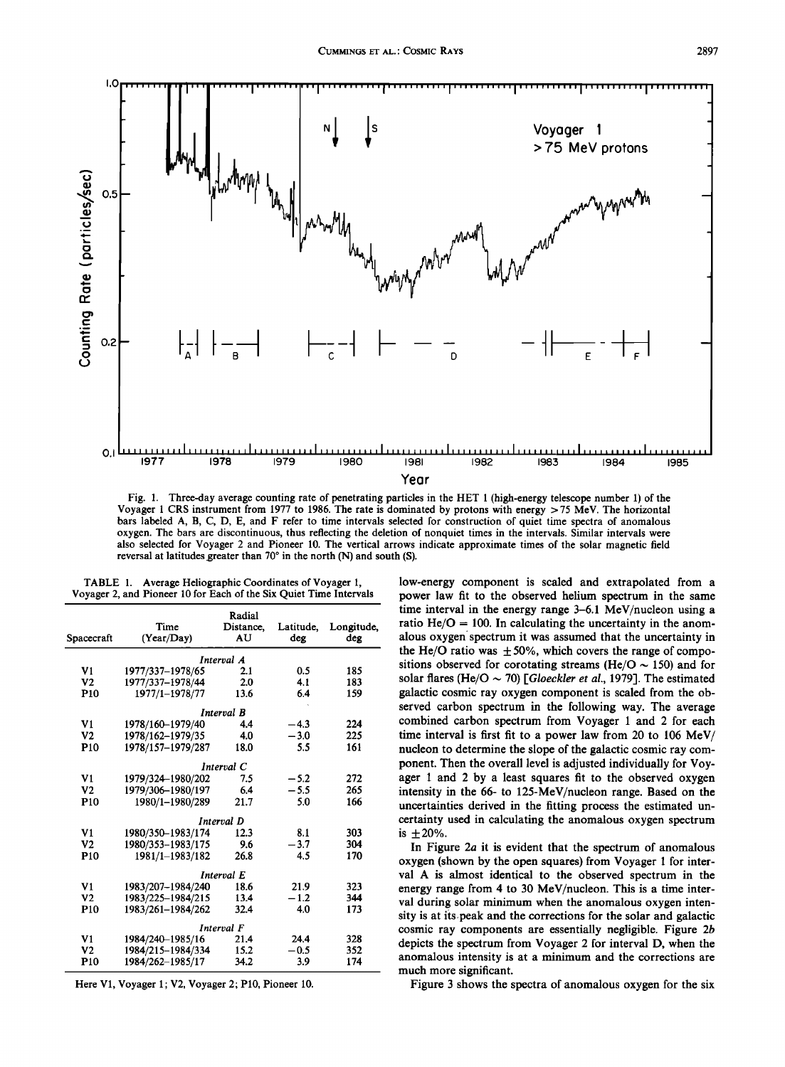Fig. 1. Three-day average counting rate of penetrating particles in the HET 1 (high-energy telescope number 1) of the Voyager 1 CRS instrument from 1977 to 1986. The rate is dominated by protons with energy >75 MeV. The horizontal bars labeled A, B, C, D, E, and F refer to time intervals selected for construction of quiet time spectra of anomalous oxygen. The bars are discontinuous, thus reflecting the deletion of nonquiet times in the intervals. Similar intervals were also selected for Voyager 2 and Pioneer 10. The vertical arrows indicate approximate times of the solar magnetic field reversal at latitudes greater than 70° in the north (N) and south (S).

TABLE 1. Average Heliographic Coordinates of Voyager 1, Voyager 2, and Pioneer 10 for Each of the Six Quiet Time Intervals

| Spacecraft | Time (Year/Day) | Radial Distance, AU | Latitude, deg | Longitude, deg |
|---|---|---|---|---|
| | *Interval A* | | | |
| V1 | 1977/337–1978/65 | 2.1 | 0.5 | 185 |
| V2 | 1977/337–1978/44 | 2.0 | 4.1 | 183 |
| P10 | 1977/1–1978/77 | 13.6 | 6.4 | 159 |
| | *Interval B* | | | |
| V1 | 1978/160–1979/40 | 4.4 | −4.3 | 224 |
| V2 | 1978/162–1979/35 | 4.0 | −3.0 | 225 |
| P10 | 1978/157–1979/287 | 18.0 | 5.5 | 161 |
| | *Interval C* | | | |
| V1 | 1979/324–1980/202 | 7.5 | −5.2 | 272 |
| V2 | 1979/306–1980/197 | 6.4 | −5.5 | 265 |
| P10 | 1980/1–1980/289 | 21.7 | 5.0 | 166 |
| | *Interval D* | | | |
| V1 | 1980/350–1983/174 | 12.3 | 8.1 | 303 |
| V2 | 1980/353–1983/175 | 9.6 | −3.7 | 304 |
| P10 | 1981/1–1983/182 | 26.8 | 4.5 | 170 |
| | *Interval E* | | | |
| V1 | 1983/207–1984/240 | 18.6 | 21.9 | 323 |
| V2 | 1983/225–1984/215 | 13.4 | −1.2 | 344 |
| P10 | 1983/261–1984/262 | 32.4 | 4.0 | 173 |
| | *Interval F* | | | |
| V1 | 1984/240–1985/16 | 21.4 | 24.4 | 328 |
| V2 | 1984/215–1984/334 | 15.2 | −0.5 | 352 |
| P10 | 1984/262–1985/17 | 34.2 | 3.9 | 174 |

Here V1, Voyager 1; V2, Voyager 2; P10, Pioneer 10.

low-energy component is scaled and extrapolated from a power law fit to the observed helium spectrum in the same time interval in the energy range 3–6.1 MeV/nucleon using a ratio He/O = 100. In calculating the uncertainty in the anomalous oxygen spectrum it was assumed that the uncertainty in the He/O ratio was ±50%, which covers the range of compositions observed for corotating streams (He/O ~ 150) and for solar flares (He/O ~ 70) [*Gloeckler et al.*, 1979]. The estimated galactic cosmic ray oxygen component is scaled from the observed carbon spectrum in the following way. The average combined carbon spectrum from Voyager 1 and 2 for each time interval is first fit to a power law from 20 to 106 MeV/nucleon to determine the slope of the galactic cosmic ray component. Then the overall level is adjusted individually for Voyager 1 and 2 by a least squares fit to the observed oxygen intensity in the 66- to 125-MeV/nucleon range. Based on the uncertainties derived in the fitting process the estimated uncertainty used in calculating the anomalous oxygen spectrum is ±20%.

In Figure 2*a* it is evident that the spectrum of anomalous oxygen (shown by the open squares) from Voyager 1 for interval A is almost identical to the observed spectrum in the energy range from 4 to 30 MeV/nucleon. This is a time interval during solar minimum when the anomalous oxygen intensity is at its peak and the corrections for the solar and galactic cosmic ray components are essentially negligible. Figure 2*b* depicts the spectrum from Voyager 2 for interval D, when the anomalous intensity is at a minimum and the corrections are much more significant.

Figure 3 shows the spectra of anomalous oxygen for the six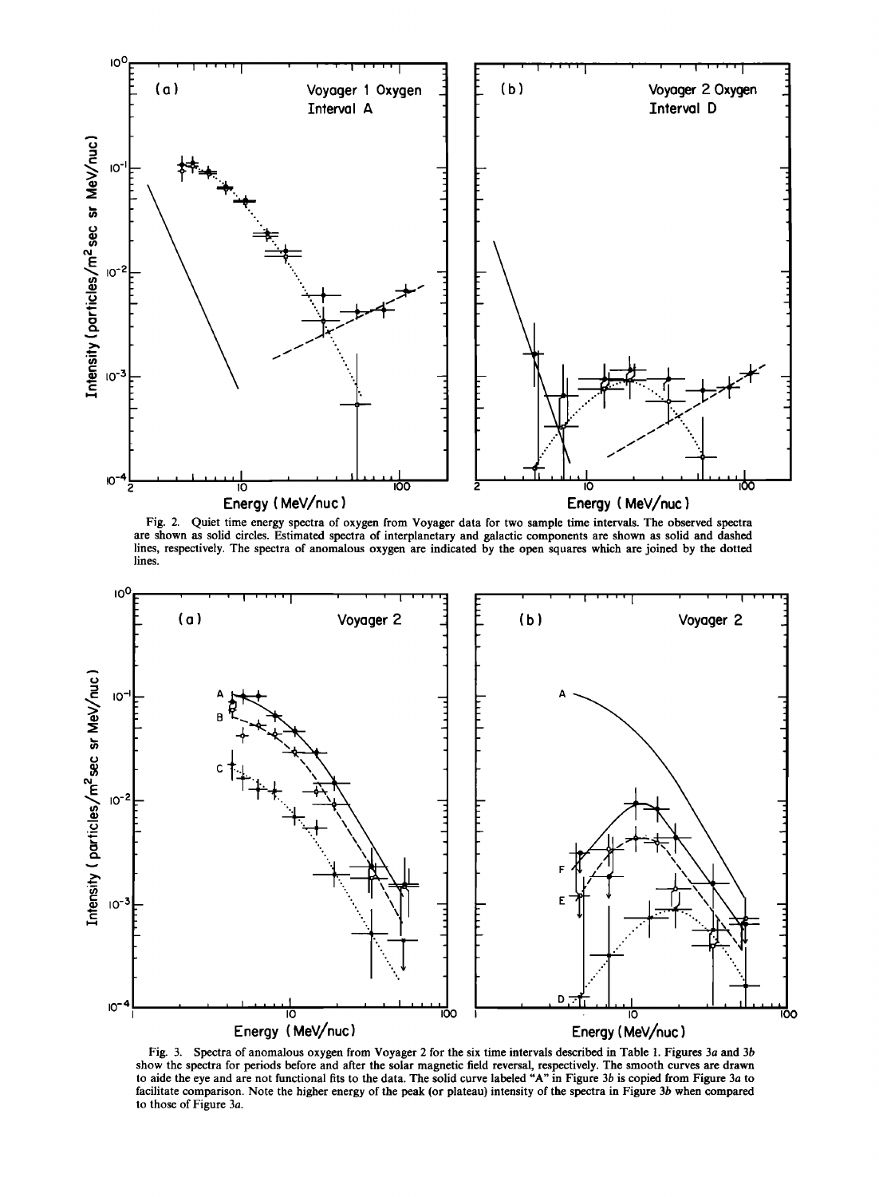Fig. 2. Quiet time energy spectra of oxygen from Voyager data for two sample time intervals. The observed spectra are shown as solid circles. Estimated spectra of interplanetary and galactic components are shown as solid and dashed lines, respectively. The spectra of anomalous oxygen are indicated by the open squares which are joined by the dotted lines.

Fig. 3. Spectra of anomalous oxygen from Voyager 2 for the six time intervals described in Table 1. Figures 3*a* and 3*b* show the spectra for periods before and after the solar magnetic field reversal, respectively. The smooth curves are drawn to aide the eye and are not functional fits to the data. The solid curve labeled "A" in Figure 3*b* is copied from Figure 3*a* to facilitate comparison. Note the higher energy of the peak (or plateau) intensity of the spectra in Figure 3*b* when compared to those of Figure 3*a*.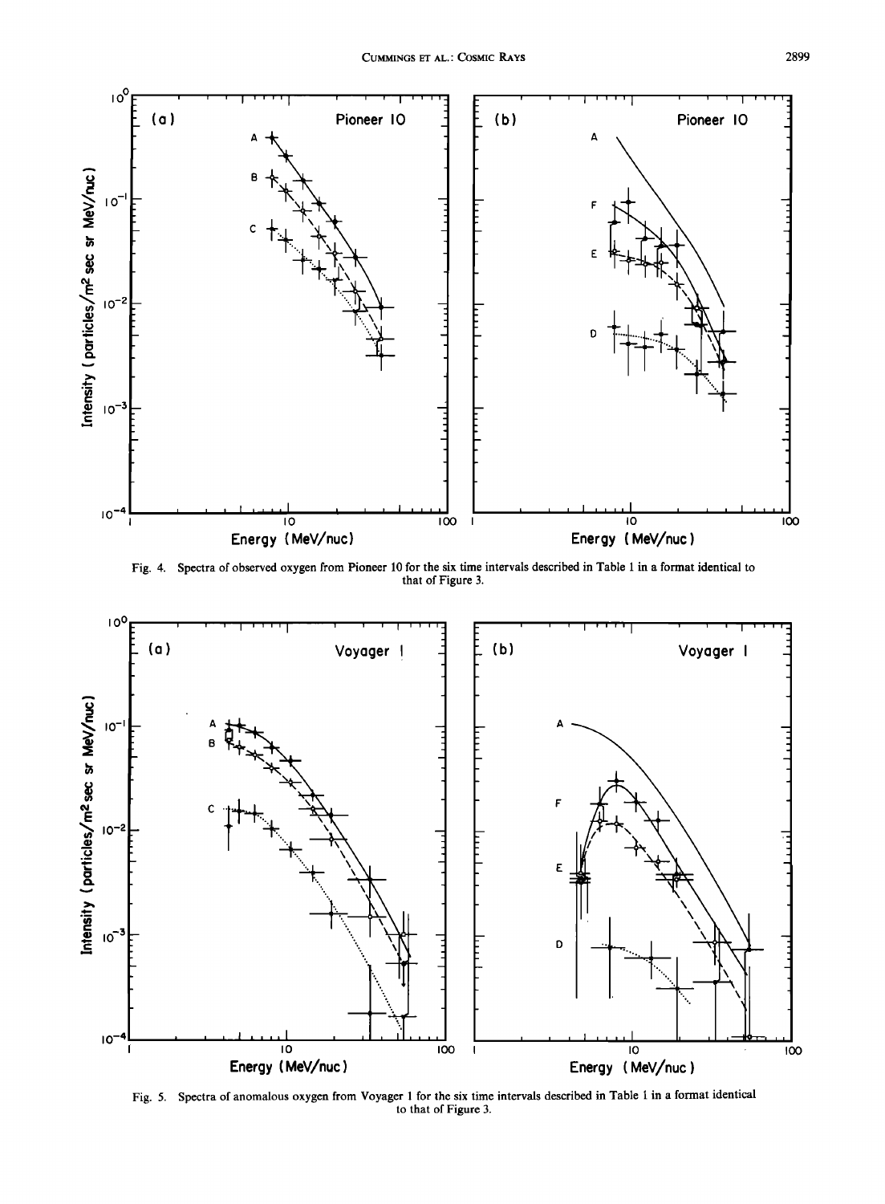Fig. 4. Spectra of observed oxygen from Pioneer 10 for the six time intervals described in Table 1 in a format identical to that of Figure 3.

Fig. 5. Spectra of anomalous oxygen from Voyager 1 for the six time intervals described in Table 1 in a format identical to that of Figure 3.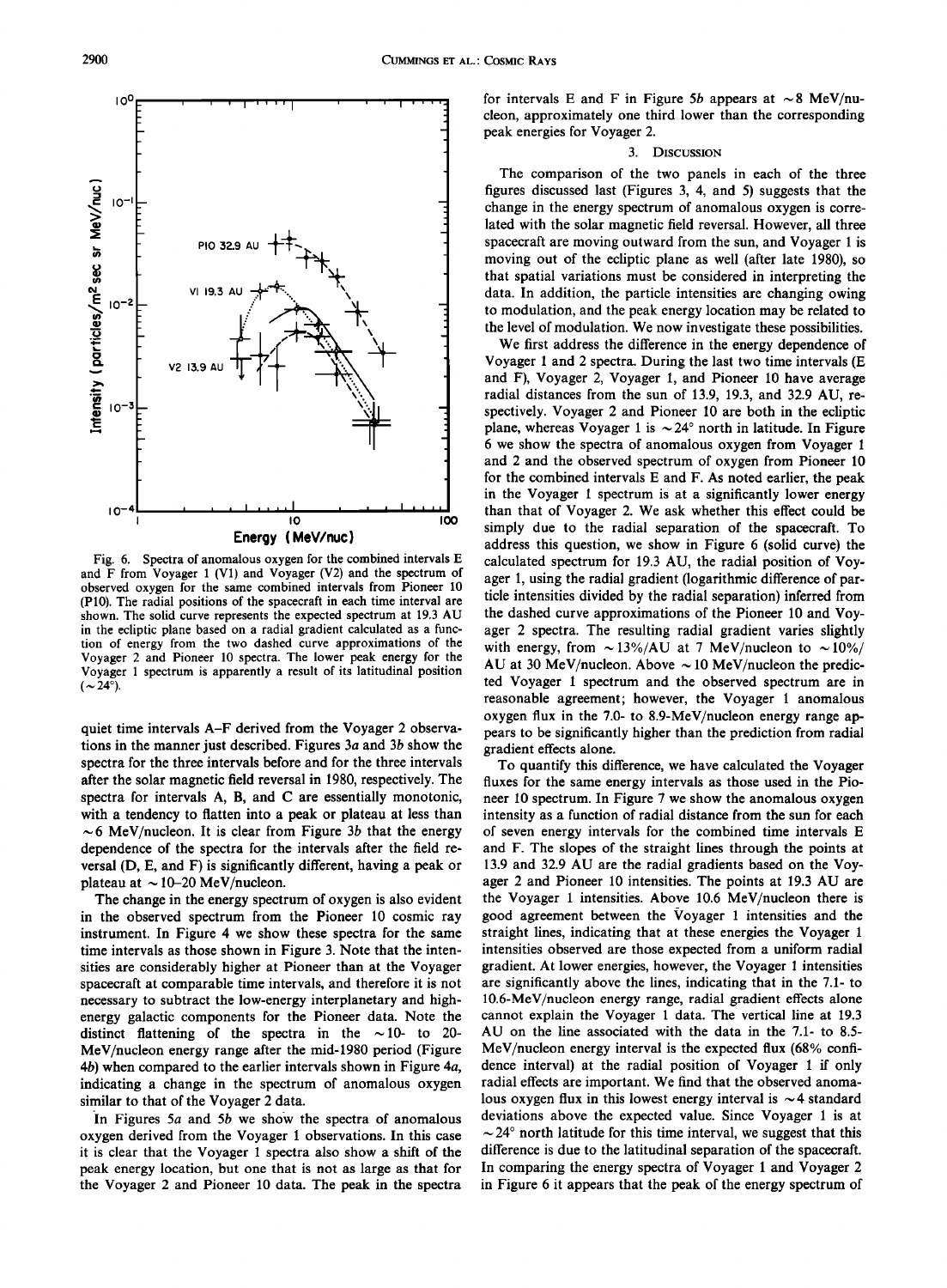Fig. 6. Spectra of anomalous oxygen for the combined intervals E and F from Voyager 1 (V1) and Voyager (V2) and the spectrum of observed oxygen for the same combined intervals from Pioneer 10 (P10). The radial positions of the spacecraft in each time interval are shown. The solid curve represents the expected spectrum at 19.3 AU in the ecliptic plane based on a radial gradient calculated as a function of energy from the two dashed curve approximations of the Voyager 2 and Pioneer 10 spectra. The lower peak energy for the Voyager 1 spectrum is apparently a result of its latitudinal position (~24°).

quiet time intervals A–F derived from the Voyager 2 observations in the manner just described. Figures 3*a* and 3*b* show the spectra for the three intervals before and for the three intervals after the solar magnetic field reversal in 1980, respectively. The spectra for intervals A, B, and C are essentially monotonic, with a tendency to flatten into a peak or plateau at less than ~6 MeV/nucleon. It is clear from Figure 3*b* that the energy dependence of the spectra for the intervals after the field reversal (D, E, and F) is significantly different, having a peak or plateau at ~10–20 MeV/nucleon.

The change in the energy spectrum of oxygen is also evident in the observed spectrum from the Pioneer 10 cosmic ray instrument. In Figure 4 we show these spectra for the same time intervals as those shown in Figure 3. Note that the intensities are considerably higher at Pioneer than at the Voyager spacecraft at comparable time intervals, and therefore it is not necessary to subtract the low-energy interplanetary and high-energy galactic components for the Pioneer data. Note the distinct flattening of the spectra in the ~10- to 20-MeV/nucleon energy range after the mid-1980 period (Figure 4*b*) when compared to the earlier intervals shown in Figure 4*a*, indicating a change in the spectrum of anomalous oxygen similar to that of the Voyager 2 data.

In Figures 5*a* and 5*b* we show the spectra of anomalous oxygen derived from the Voyager 1 observations. In this case it is clear that the Voyager 1 spectra also show a shift of the peak energy location, but one that is not as large as that for the Voyager 2 and Pioneer 10 data. The peak in the spectra for intervals E and F in Figure 5*b* appears at ~8 MeV/nucleon, approximately one third lower than the corresponding peak energies for Voyager 2.

## 3. Discussion

The comparison of the two panels in each of the three figures discussed last (Figures 3, 4, and 5) suggests that the change in the energy spectrum of anomalous oxygen is correlated with the solar magnetic field reversal. However, all three spacecraft are moving outward from the sun, and Voyager 1 is moving out of the ecliptic plane as well (after late 1980), so that spatial variations must be considered in interpreting the data. In addition, the particle intensities are changing owing to modulation, and the peak energy location may be related to the level of modulation. We now investigate these possibilities.

We first address the difference in the energy dependence of Voyager 1 and 2 spectra. During the last two time intervals (E and F), Voyager 2, Voyager 1, and Pioneer 10 have average radial distances from the sun of 13.9, 19.3, and 32.9 AU, respectively. Voyager 2 and Pioneer 10 are both in the ecliptic plane, whereas Voyager 1 is ~24° north in latitude. In Figure 6 we show the spectra of anomalous oxygen from Voyager 1 and 2 and the observed spectrum of oxygen from Pioneer 10 for the combined intervals E and F. As noted earlier, the peak in the Voyager 1 spectrum is at a significantly lower energy than that of Voyager 2. We ask whether this effect could be simply due to the radial separation of the spacecraft. To address this question, we show in Figure 6 (solid curve) the calculated spectrum for 19.3 AU, the radial position of Voyager 1, using the radial gradient (logarithmic difference of particle intensities divided by the radial separation) inferred from the dashed curve approximations of the Pioneer 10 and Voyager 2 spectra. The resulting radial gradient varies slightly with energy, from ~13%/AU at 7 MeV/nucleon to ~10%/AU at 30 MeV/nucleon. Above ~10 MeV/nucleon the predicted Voyager 1 spectrum and the observed spectrum are in reasonable agreement; however, the Voyager 1 anomalous oxygen flux in the 7.0- to 8.9-MeV/nucleon energy range appears to be significantly higher than the prediction from radial gradient effects alone.

To quantify this difference, we have calculated the Voyager fluxes for the same energy intervals as those used in the Pioneer 10 spectrum. In Figure 7 we show the anomalous oxygen intensity as a function of radial distance from the sun for each of seven energy intervals for the combined time intervals E and F. The slopes of the straight lines through the points at 13.9 and 32.9 AU are the radial gradients based on the Voyager 2 and Pioneer 10 intensities. The points at 19.3 AU are the Voyager 1 intensities. Above 10.6 MeV/nucleon there is good agreement between the Voyager 1 intensities and the straight lines, indicating that at these energies the Voyager 1 intensities observed are those expected from a uniform radial gradient. At lower energies, however, the Voyager 1 intensities are significantly above the lines, indicating that in the 7.1- to 10.6-MeV/nucleon energy range, radial gradient effects alone cannot explain the Voyager 1 data. The vertical line at 19.3 AU on the line associated with the data in the 7.1- to 8.5-MeV/nucleon energy interval is the expected flux (68% confidence interval) at the radial position of Voyager 1 if only radial effects are important. We find that the observed anomalous oxygen flux in this lowest energy interval is ~4 standard deviations above the expected value. Since Voyager 1 is at ~24° north latitude for this time interval, we suggest that this difference is due to the latitudinal separation of the spacecraft. In comparing the energy spectra of Voyager 1 and Voyager 2 in Figure 6 it appears that the peak of the energy spectrum of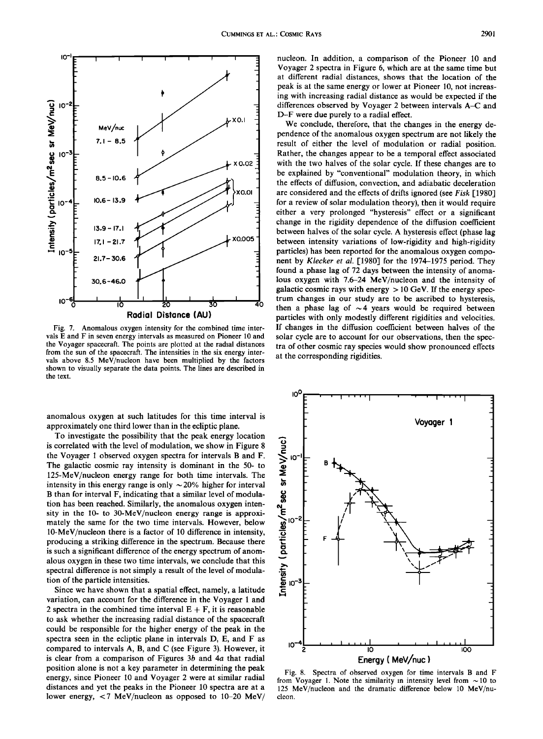Fig. 7. Anomalous oxygen intensity for the combined time intervals E and F in seven energy intervals as measured on Pioneer 10 and the Voyager spacecraft. The points are plotted at the radial distances from the sun of the spacecraft. The intensities in the six energy intervals above 8.5 MeV/nucleon have been multiplied by the factors shown to visually separate the data points. The lines are described in the text.

anomalous oxygen at such latitudes for this time interval is approximately one third lower than in the ecliptic plane.

To investigate the possibility that the peak energy location is correlated with the level of modulation, we show in Figure 8 the Voyager 1 observed oxygen spectra for intervals B and F. The galactic cosmic ray intensity is dominant in the 50- to 125-MeV/nucleon energy range for both time intervals. The intensity in this energy range is only ~20% higher for interval B than for interval F, indicating that a similar level of modulation has been reached. Similarly, the anomalous oxygen intensity in the 10- to 30-MeV/nucleon energy range is approximately the same for the two time intervals. However, below 10-MeV/nucleon there is a factor of 10 difference in intensity, producing a striking difference in the spectrum. Because there is such a significant difference of the energy spectrum of anomalous oxygen in these two time intervals, we conclude that this spectral difference is not simply a result of the level of modulation of the particle intensities.

Since we have shown that a spatial effect, namely, a latitude variation, can account for the difference in the Voyager 1 and 2 spectra in the combined time interval E + F, it is reasonable to ask whether the increasing radial distance of the spacecraft could be responsible for the higher energy of the peak in the spectra seen in the ecliptic plane in intervals D, E, and F as compared to intervals A, B, and C (see Figure 3). However, it is clear from a comparison of Figures 3*b* and 4*a* that radial position alone is not a key parameter in determining the peak energy, since Pioneer 10 and Voyager 2 were at similar radial distances and yet the peaks in the Pioneer 10 spectra are at a lower energy, <7 MeV/nucleon as opposed to 10–20 MeV/nucleon. In addition, a comparison of the Pioneer 10 and Voyager 2 spectra in Figure 6, which are at the same time but at different radial distances, shows that the location of the peak is at the same energy or lower at Pioneer 10, not increasing with increasing radial distance as would be expected if the differences observed by Voyager 2 between intervals A–C and D–F were due purely to a radial effect.

We conclude, therefore, that the changes in the energy dependence of the anomalous oxygen spectrum are not likely the result of either the level of modulation or radial position. Rather, the changes appear to be a temporal effect associated with the two halves of the solar cycle. If these changes are to be explained by "conventional" modulation theory, in which the effects of diffusion, convection, and adiabatic deceleration are considered and the effects of drifts ignored (see *Fisk* [1980] for a review of solar modulation theory), then it would require either a very prolonged "hysteresis" effect or a significant change in the rigidity dependence of the diffusion coefficient between halves of the solar cycle. A hysteresis effect (phase lag between intensity variations of low-rigidity and high-rigidity particles) has been reported for the anomalous oxygen component by *Klecker et al.* [1980] for the 1974–1975 period. They found a phase lag of 72 days between the intensity of anomalous oxygen with 7.6–24 MeV/nucleon and the intensity of galactic cosmic rays with energy > 10 GeV. If the energy spectrum changes in our study are to be ascribed to hysteresis, then a phase lag of ~4 years would be required between particles with only modestly different rigidities and velocities. If changes in the diffusion coefficient between halves of the solar cycle are to account for our observations, then the spectra of other cosmic ray species would show pronounced effects at the corresponding rigidities.

Fig. 8. Spectra of observed oxygen for time intervals B and F from Voyager 1. Note the similarity in intensity level from ~10 to 125 MeV/nucleon and the dramatic difference below 10 MeV/nucleon.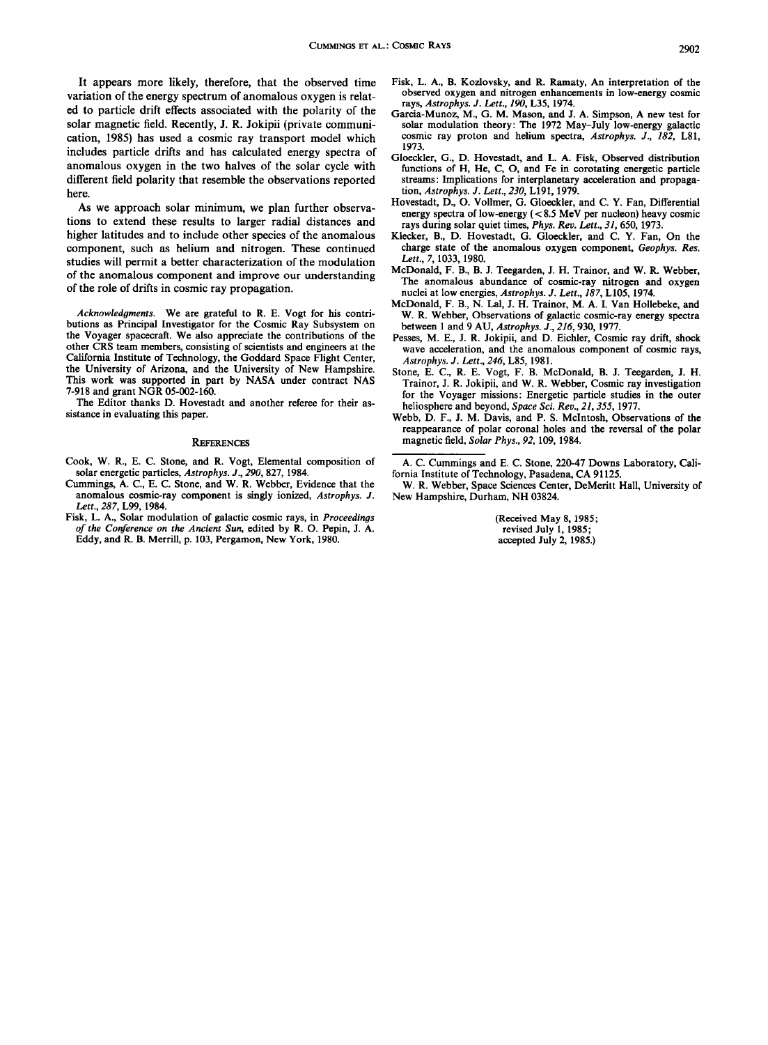It appears more likely, therefore, that the observed time variation of the energy spectrum of anomalous oxygen is related to particle drift effects associated with the polarity of the solar magnetic field. Recently, J. R. Jokipii (private communication, 1985) has used a cosmic ray transport model which includes particle drifts and has calculated energy spectra of anomalous oxygen in the two halves of the solar cycle with different field polarity that resemble the observations reported here.

As we approach solar minimum, we plan further observations to extend these results to larger radial distances and higher latitudes and to include other species of the anomalous component, such as helium and nitrogen. These continued studies will permit a better characterization of the modulation of the anomalous component and improve our understanding of the role of drifts in cosmic ray propagation.

*Acknowledgments.* We are grateful to R. E. Vogt for his contributions as Principal Investigator for the Cosmic Ray Subsystem on the Voyager spacecraft. We also appreciate the contributions of the other CRS team members, consisting of scientists and engineers at the California Institute of Technology, the Goddard Space Flight Center, the University of Arizona, and the University of New Hampshire. This work was supported in part by NASA under contract NAS 7-918 and grant NGR 05-002-160.

The Editor thanks D. Hovestadt and another referee for their assistance in evaluating this paper.

## References

Cook, W. R., E. C. Stone, and R. Vogt, Elemental composition of solar energetic particles, *Astrophys. J., 290,* 827, 1984.

Cummings, A. C., E. C. Stone, and W. R. Webber, Evidence that the anomalous cosmic-ray component is singly ionized, *Astrophys. J. Lett., 287,* L99, 1984.

Fisk, L. A., Solar modulation of galactic cosmic rays, in *Proceedings of the Conference on the Ancient Sun,* edited by R. O. Pepin, J. A. Eddy, and R. B. Merrill, p. 103, Pergamon, New York, 1980.

Fisk, L. A., B. Kozlovsky, and R. Ramaty, An interpretation of the observed oxygen and nitrogen enhancements in low-energy cosmic rays, *Astrophys. J. Lett., 190,* L35, 1974.

Garcia-Munoz, M., G. M. Mason, and J. A. Simpson, A new test for solar modulation theory: The 1972 May–July low-energy galactic cosmic ray proton and helium spectra, *Astrophys. J., 182,* L81, 1973.

Gloeckler, G., D. Hovestadt, and L. A. Fisk, Observed distribution functions of H, He, C, O, and Fe in corotating energetic particle streams: Implications for interplanetary acceleration and propagation, *Astrophys. J. Lett., 230,* L191, 1979.

Hovestadt, D., O. Vollmer, G. Gloeckler, and C. Y. Fan, Differential energy spectra of low-energy (< 8.5 MeV per nucleon) heavy cosmic rays during solar quiet times, *Phys. Rev. Lett., 31,* 650, 1973.

Klecker, B., D. Hovestadt, G. Gloeckler, and C. Y. Fan, On the charge state of the anomalous oxygen component, *Geophys. Res. Lett., 7,* 1033, 1980.

McDonald, F. B., B. J. Teegarden, J. H. Trainor, and W. R. Webber, The anomalous abundance of cosmic-ray nitrogen and oxygen nuclei at low energies, *Astrophys. J. Lett., 187,* L105, 1974.

McDonald, F. B., N. Lal, J. H. Trainor, M. A. I. Van Hollebeke, and W. R. Webber, Observations of galactic cosmic-ray energy spectra between 1 and 9 AU, *Astrophys. J., 216,* 930, 1977.

Pesses, M. E., J. R. Jokipii, and D. Eichler, Cosmic ray drift, shock wave acceleration, and the anomalous component of cosmic rays, *Astrophys. J. Lett., 246,* L85, 1981.

Stone, E. C., R. E. Vogt, F. B. McDonald, B. J. Teegarden, J. H. Trainor, J. R. Jokipii, and W. R. Webber, Cosmic ray investigation for the Voyager missions: Energetic particle studies in the outer heliosphere and beyond, *Space Sci. Rev., 21,* 355, 1977.

Webb, D. F., J. M. Davis, and P. S. McIntosh, Observations of the reappearance of polar coronal holes and the reversal of the polar magnetic field, *Solar Phys., 92,* 109, 1984.

---

A. C. Cummings and E. C. Stone, 220-47 Downs Laboratory, California Institute of Technology, Pasadena, CA 91125.

W. R. Webber, Space Sciences Center, DeMeritt Hall, University of New Hampshire, Durham, NH 03824.

(Received May 8, 1985;
revised July 1, 1985;
accepted July 2, 1985.)